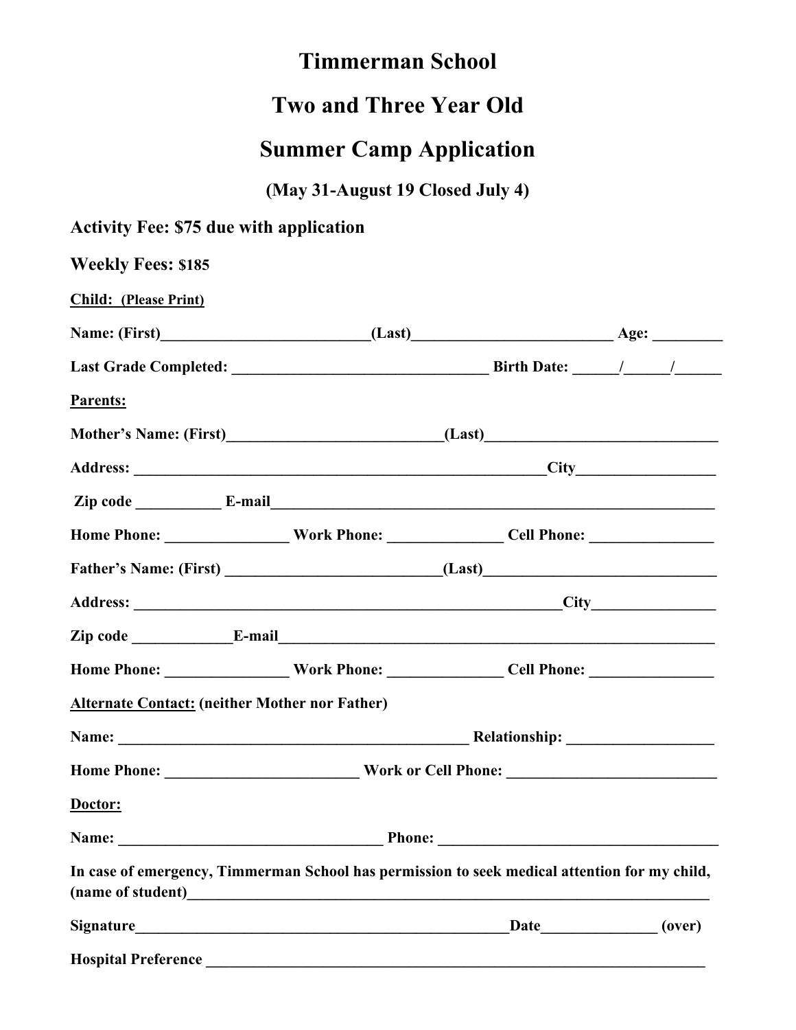# Timmerman School

# Two and Three Year Old

# Summer Camp Application

**(May 31-August 19 Closed July 4)**

**Activity Fee: $75 due with application**

**Weekly Fees: $185**

**Child: (Please Print)**

**Name: (First)**___________________________**(Last)**__________________________ **Age:** _________

**Last Grade Completed:** ________________________________ **Birth Date:** ______/______/______

**Parents:**

**Mother's Name: (First)**____________________________**(Last)**______________________________

**Address:** ______________________________________________________**City**_________________

**Zip code** ___________ **E-mail**____________________________________________________________

**Home Phone:** ________________ **Work Phone:** ______________ **Cell Phone:** ________________

**Father's Name: (First)** ____________________________**(Last)**______________________________

**Address:** ________________________________________________________**City**________________

**Zip code** _____________**E-mail**__________________________________________________________

**Home Phone:** ________________ **Work Phone:** ______________ **Cell Phone:** ________________

**Alternate Contact: (neither Mother nor Father)**

**Name:** _____________________________________________ **Relationship:** ___________________

**Home Phone:** _________________________ **Work or Cell Phone:** __________________________

**Doctor:**

**Name:** __________________________________ **Phone:** ___________________________________

**In case of emergency, Timmerman School has permission to seek medical attention for my child, (name of student)**_____________________________________________________________________

**Signature**_________________________________________________**Date**______________ **(over)**

**Hospital Preference** _________________________________________________________________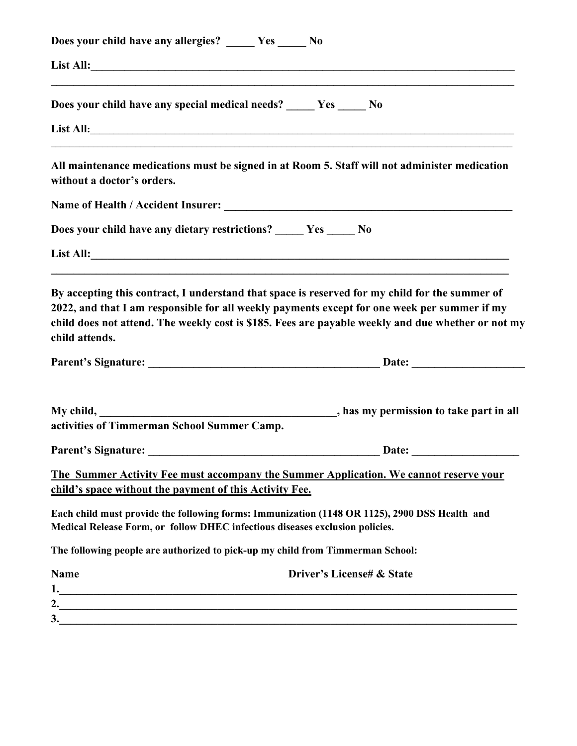**Does your child have any allergies? _____ Yes _____ No**

**List All:________________________________________________________________________________**

**___________________________________________________________________________________________**

**Does your child have any special medical needs? _____ Yes _____ No**

**List All:________________________________________________________________________________**

**___________________________________________________________________________________________**

**All maintenance medications must be signed in at Room 5. Staff will not administer medication without a doctor's orders.**

**Name of Health / Accident Insurer: ______________________________________________________**

**Does your child have any dietary restrictions? _____ Yes _____ No**

**List All:________________________________________________________________________________**

**___________________________________________________________________________________________**

**By accepting this contract, I understand that space is reserved for my child for the summer of 2022, and that I am responsible for all weekly payments except for one week per summer if my child does not attend. The weekly cost is $185. Fees are payable weekly and due whether or not my child attends.**

**Parent's Signature: __________________________________________ Date: ____________________**

**My child, ___________________________________________, has my permission to take part in all activities of Timmerman School Summer Camp.**

**Parent's Signature: __________________________________________ Date: ___________________**

**<u>The Summer Activity Fee must accompany the Summer Application. We cannot reserve your child's space without the payment of this Activity Fee.</u>**

**Each child must provide the following forms: Immunization (1148 OR 1125), 2900 DSS Health and Medical Release Form, or follow DHEC infectious diseases exclusion policies.**

**The following people are authorized to pick-up my child from Timmerman School:**

| **Name** | **Driver's License# & State** |
|---|---|
| 1.______________________________ | ______________________________ |
| 2.______________________________ | ______________________________ |
| 3.______________________________ | ______________________________ |